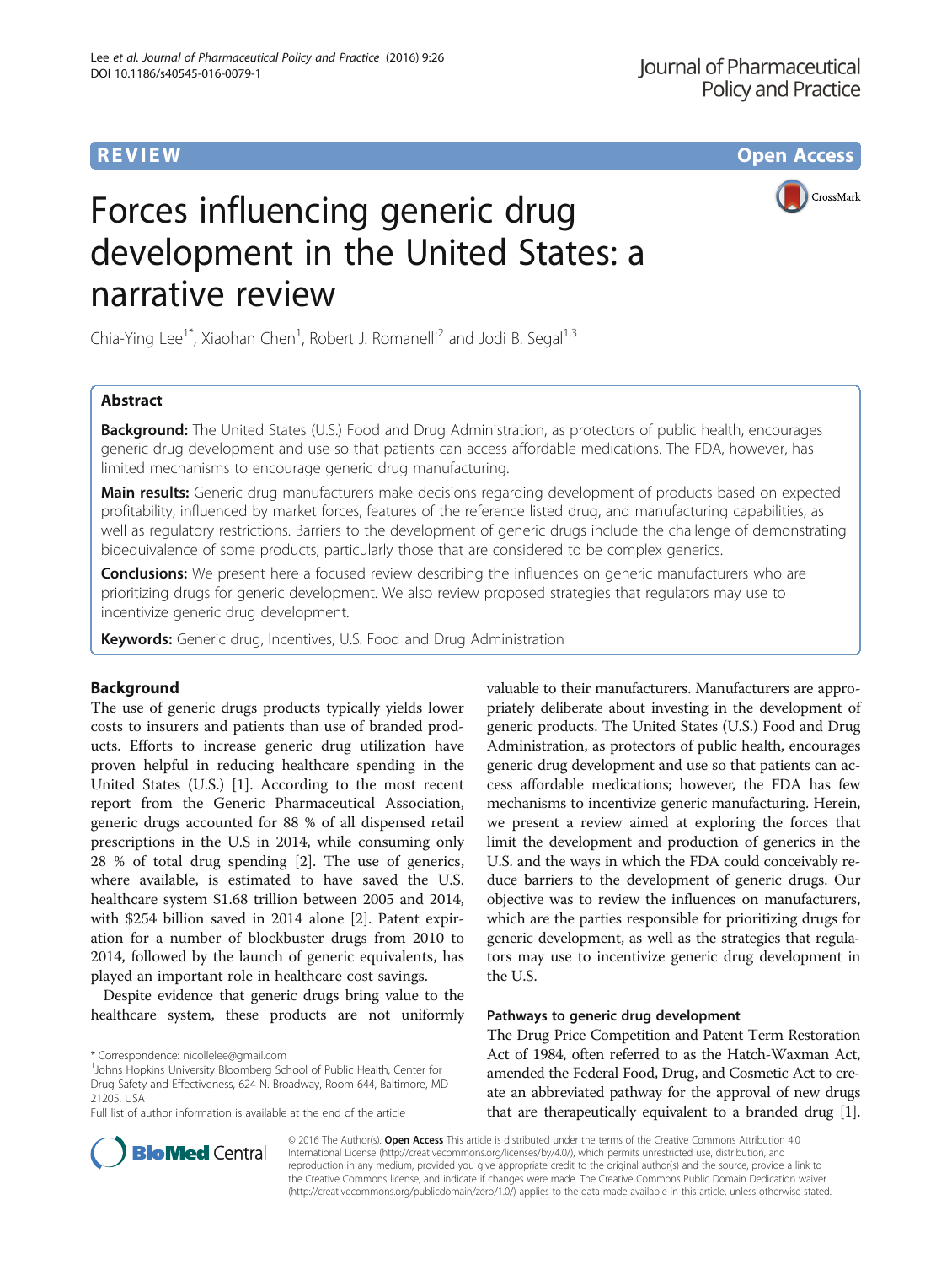REVIEW Open Access

# Forces influencing generic drug development in the United States: a narrative review

Chia-Ying Lee[1*], Xiaohan Chen[1], Robert J. Romanelli[2] and Jodi B. Segal[1,3]

## Abstract

**Background:** The United States (U.S.) Food and Drug Administration, as protectors of public health, encourages generic drug development and use so that patients can access affordable medications. The FDA, however, has limited mechanisms to encourage generic drug manufacturing.

**Main results:** Generic drug manufacturers make decisions regarding development of products based on expected profitability, influenced by market forces, features of the reference listed drug, and manufacturing capabilities, as well as regulatory restrictions. Barriers to the development of generic drugs include the challenge of demonstrating bioequivalence of some products, particularly those that are considered to be complex generics.

**Conclusions:** We present here a focused review describing the influences on generic manufacturers who are prioritizing drugs for generic development. We also review proposed strategies that regulators may use to incentivize generic drug development.

**Keywords:** Generic drug, Incentives, U.S. Food and Drug Administration

## Background

The use of generic drugs products typically yields lower costs to insurers and patients than use of branded products. Efforts to increase generic drug utilization have proven helpful in reducing healthcare spending in the United States (U.S.) [1]. According to the most recent report from the Generic Pharmaceutical Association, generic drugs accounted for 88 % of all dispensed retail prescriptions in the U.S in 2014, while consuming only 28 % of total drug spending [2]. The use of generics, where available, is estimated to have saved the U.S. healthcare system $1.68 trillion between 2005 and 2014, with $254 billion saved in 2014 alone [2]. Patent expiration for a number of blockbuster drugs from 2010 to 2014, followed by the launch of generic equivalents, has played an important role in healthcare cost savings.

Despite evidence that generic drugs bring value to the healthcare system, these products are not uniformly valuable to their manufacturers. Manufacturers are appropriately deliberate about investing in the development of generic products. The United States (U.S.) Food and Drug Administration, as protectors of public health, encourages generic drug development and use so that patients can access affordable medications; however, the FDA has few mechanisms to incentivize generic manufacturing. Herein, we present a review aimed at exploring the forces that limit the development and production of generics in the U.S. and the ways in which the FDA could conceivably reduce barriers to the development of generic drugs. Our objective was to review the influences on manufacturers, which are the parties responsible for prioritizing drugs for generic development, as well as the strategies that regulators may use to incentivize generic drug development in the U.S.

### Pathways to generic drug development

The Drug Price Competition and Patent Term Restoration Act of 1984, often referred to as the Hatch-Waxman Act, amended the Federal Food, Drug, and Cosmetic Act to create an abbreviated pathway for the approval of new drugs that are therapeutically equivalent to a branded drug [1].

\* Correspondence: nicollelee@gmail.com
[1]Johns Hopkins University Bloomberg School of Public Health, Center for Drug Safety and Effectiveness, 624 N. Broadway, Room 644, Baltimore, MD 21205, USA
Full list of author information is available at the end of the article

© 2016 The Author(s). **Open Access** This article is distributed under the terms of the Creative Commons Attribution 4.0 International License (http://creativecommons.org/licenses/by/4.0/), which permits unrestricted use, distribution, and reproduction in any medium, provided you give appropriate credit to the original author(s) and the source, provide a link to the Creative Commons license, and indicate if changes were made. The Creative Commons Public Domain Dedication waiver (http://creativecommons.org/publicdomain/zero/1.0/) applies to the data made available in this article, unless otherwise stated.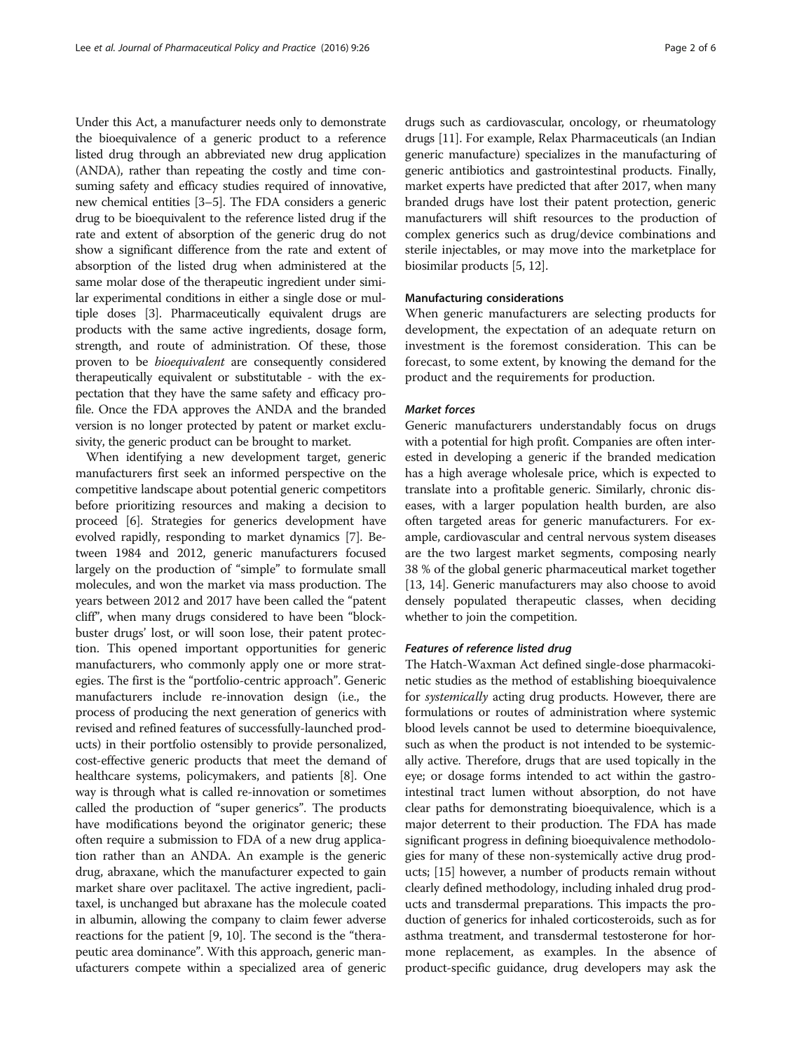Under this Act, a manufacturer needs only to demonstrate the bioequivalence of a generic product to a reference listed drug through an abbreviated new drug application (ANDA), rather than repeating the costly and time consuming safety and efficacy studies required of innovative, new chemical entities [3–5]. The FDA considers a generic drug to be bioequivalent to the reference listed drug if the rate and extent of absorption of the generic drug do not show a significant difference from the rate and extent of absorption of the listed drug when administered at the same molar dose of the therapeutic ingredient under similar experimental conditions in either a single dose or multiple doses [3]. Pharmaceutically equivalent drugs are products with the same active ingredients, dosage form, strength, and route of administration. Of these, those proven to be *bioequivalent* are consequently considered therapeutically equivalent or substitutable - with the expectation that they have the same safety and efficacy profile. Once the FDA approves the ANDA and the branded version is no longer protected by patent or market exclusivity, the generic product can be brought to market.

When identifying a new development target, generic manufacturers first seek an informed perspective on the competitive landscape about potential generic competitors before prioritizing resources and making a decision to proceed [6]. Strategies for generics development have evolved rapidly, responding to market dynamics [7]. Between 1984 and 2012, generic manufacturers focused largely on the production of "simple" to formulate small molecules, and won the market via mass production. The years between 2012 and 2017 have been called the "patent cliff", when many drugs considered to have been "blockbuster drugs' lost, or will soon lose, their patent protection. This opened important opportunities for generic manufacturers, who commonly apply one or more strategies. The first is the "portfolio-centric approach". Generic manufacturers include re-innovation design (i.e., the process of producing the next generation of generics with revised and refined features of successfully-launched products) in their portfolio ostensibly to provide personalized, cost-effective generic products that meet the demand of healthcare systems, policymakers, and patients [8]. One way is through what is called re-innovation or sometimes called the production of "super generics". The products have modifications beyond the originator generic; these often require a submission to FDA of a new drug application rather than an ANDA. An example is the generic drug, abraxane, which the manufacturer expected to gain market share over paclitaxel. The active ingredient, paclitaxel, is unchanged but abraxane has the molecule coated in albumin, allowing the company to claim fewer adverse reactions for the patient [9, 10]. The second is the "therapeutic area dominance". With this approach, generic manufacturers compete within a specialized area of generic drugs such as cardiovascular, oncology, or rheumatology drugs [11]. For example, Relax Pharmaceuticals (an Indian generic manufacture) specializes in the manufacturing of generic antibiotics and gastrointestinal products. Finally, market experts have predicted that after 2017, when many branded drugs have lost their patent protection, generic manufacturers will shift resources to the production of complex generics such as drug/device combinations and sterile injectables, or may move into the marketplace for biosimilar products [5, 12].

### Manufacturing considerations

When generic manufacturers are selecting products for development, the expectation of an adequate return on investment is the foremost consideration. This can be forecast, to some extent, by knowing the demand for the product and the requirements for production.

#### *Market forces*

Generic manufacturers understandably focus on drugs with a potential for high profit. Companies are often interested in developing a generic if the branded medication has a high average wholesale price, which is expected to translate into a profitable generic. Similarly, chronic diseases, with a larger population health burden, are also often targeted areas for generic manufacturers. For example, cardiovascular and central nervous system diseases are the two largest market segments, composing nearly 38 % of the global generic pharmaceutical market together [13, 14]. Generic manufacturers may also choose to avoid densely populated therapeutic classes, when deciding whether to join the competition.

#### *Features of reference listed drug*

The Hatch-Waxman Act defined single-dose pharmacokinetic studies as the method of establishing bioequivalence for *systemically* acting drug products. However, there are formulations or routes of administration where systemic blood levels cannot be used to determine bioequivalence, such as when the product is not intended to be systemically active. Therefore, drugs that are used topically in the eye; or dosage forms intended to act within the gastrointestinal tract lumen without absorption, do not have clear paths for demonstrating bioequivalence, which is a major deterrent to their production. The FDA has made significant progress in defining bioequivalence methodologies for many of these non-systemically active drug products; [15] however, a number of products remain without clearly defined methodology, including inhaled drug products and transdermal preparations. This impacts the production of generics for inhaled corticosteroids, such as for asthma treatment, and transdermal testosterone for hormone replacement, as examples. In the absence of product-specific guidance, drug developers may ask the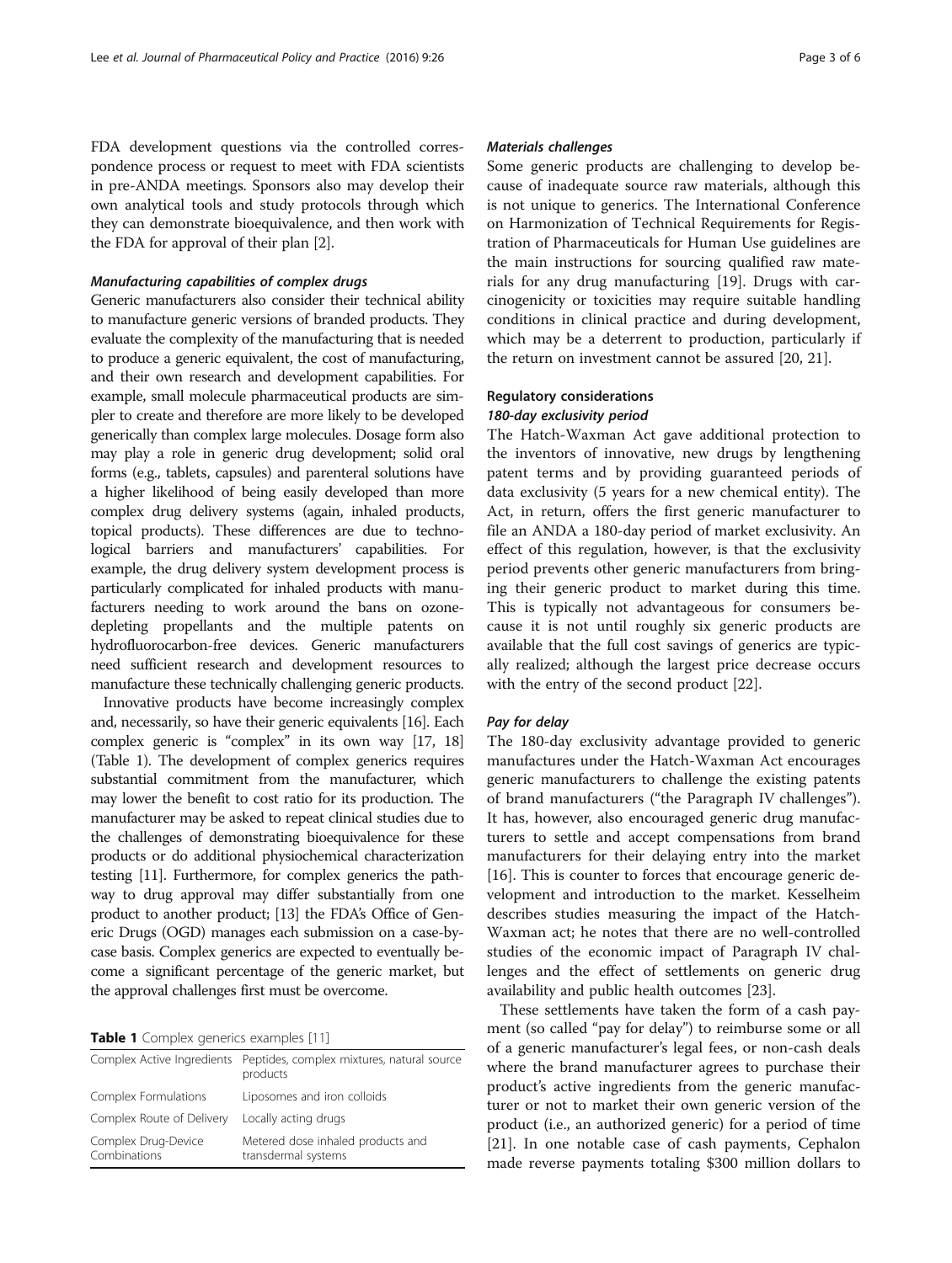FDA development questions via the controlled correspondence process or request to meet with FDA scientists in pre-ANDA meetings. Sponsors also may develop their own analytical tools and study protocols through which they can demonstrate bioequivalence, and then work with the FDA for approval of their plan [2].

#### *Manufacturing capabilities of complex drugs*

Generic manufacturers also consider their technical ability to manufacture generic versions of branded products. They evaluate the complexity of the manufacturing that is needed to produce a generic equivalent, the cost of manufacturing, and their own research and development capabilities. For example, small molecule pharmaceutical products are simpler to create and therefore are more likely to be developed generically than complex large molecules. Dosage form also may play a role in generic drug development; solid oral forms (e.g., tablets, capsules) and parenteral solutions have a higher likelihood of being easily developed than more complex drug delivery systems (again, inhaled products, topical products). These differences are due to technological barriers and manufacturers' capabilities. For example, the drug delivery system development process is particularly complicated for inhaled products with manufacturers needing to work around the bans on ozone-depleting propellants and the multiple patents on hydrofluorocarbon-free devices. Generic manufacturers need sufficient research and development resources to manufacture these technically challenging generic products.

Innovative products have become increasingly complex and, necessarily, so have their generic equivalents [16]. Each complex generic is "complex" in its own way [17, 18] (Table 1). The development of complex generics requires substantial commitment from the manufacturer, which may lower the benefit to cost ratio for its production. The manufacturer may be asked to repeat clinical studies due to the challenges of demonstrating bioequivalence for these products or do additional physiochemical characterization testing [11]. Furthermore, for complex generics the pathway to drug approval may differ substantially from one product to another product; [13] the FDA's Office of Generic Drugs (OGD) manages each submission on a case-by-case basis. Complex generics are expected to eventually become a significant percentage of the generic market, but the approval challenges first must be overcome.

**Table 1** Complex generics examples [11]

| | |
|---|---|
| Complex Active Ingredients | Peptides, complex mixtures, natural source products |
| Complex Formulations | Liposomes and iron colloids |
| Complex Route of Delivery | Locally acting drugs |
| Complex Drug-Device Combinations | Metered dose inhaled products and transdermal systems |

#### *Materials challenges*

Some generic products are challenging to develop because of inadequate source raw materials, although this is not unique to generics. The International Conference on Harmonization of Technical Requirements for Registration of Pharmaceuticals for Human Use guidelines are the main instructions for sourcing qualified raw materials for any drug manufacturing [19]. Drugs with carcinogenicity or toxicities may require suitable handling conditions in clinical practice and during development, which may be a deterrent to production, particularly if the return on investment cannot be assured [20, 21].

### Regulatory considerations

#### *180-day exclusivity period*

The Hatch-Waxman Act gave additional protection to the inventors of innovative, new drugs by lengthening patent terms and by providing guaranteed periods of data exclusivity (5 years for a new chemical entity). The Act, in return, offers the first generic manufacturer to file an ANDA a 180-day period of market exclusivity. An effect of this regulation, however, is that the exclusivity period prevents other generic manufacturers from bringing their generic product to market during this time. This is typically not advantageous for consumers because it is not until roughly six generic products are available that the full cost savings of generics are typically realized; although the largest price decrease occurs with the entry of the second product [22].

#### *Pay for delay*

The 180-day exclusivity advantage provided to generic manufactures under the Hatch-Waxman Act encourages generic manufacturers to challenge the existing patents of brand manufacturers ("the Paragraph IV challenges"). It has, however, also encouraged generic drug manufacturers to settle and accept compensations from brand manufacturers for their delaying entry into the market [16]. This is counter to forces that encourage generic development and introduction to the market. Kesselheim describes studies measuring the impact of the Hatch-Waxman act; he notes that there are no well-controlled studies of the economic impact of Paragraph IV challenges and the effect of settlements on generic drug availability and public health outcomes [23].

These settlements have taken the form of a cash payment (so called "pay for delay") to reimburse some or all of a generic manufacturer's legal fees, or non-cash deals where the brand manufacturer agrees to purchase their product's active ingredients from the generic manufacturer or not to market their own generic version of the product (i.e., an authorized generic) for a period of time [21]. In one notable case of cash payments, Cephalon made reverse payments totaling $300 million dollars to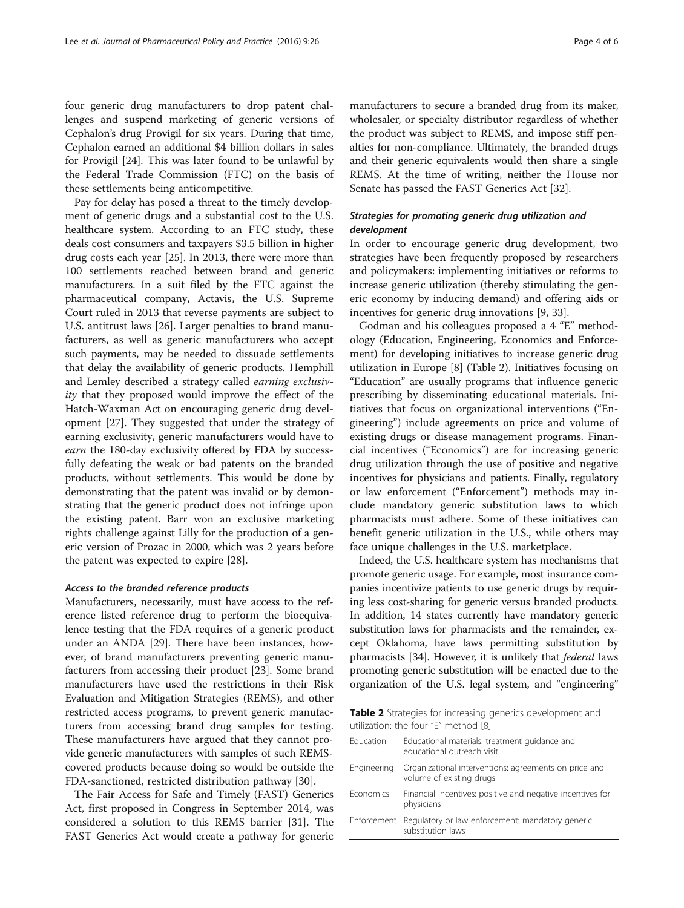four generic drug manufacturers to drop patent challenges and suspend marketing of generic versions of Cephalon's drug Provigil for six years. During that time, Cephalon earned an additional $4 billion dollars in sales for Provigil [24]. This was later found to be unlawful by the Federal Trade Commission (FTC) on the basis of these settlements being anticompetitive.

Pay for delay has posed a threat to the timely development of generic drugs and a substantial cost to the U.S. healthcare system. According to an FTC study, these deals cost consumers and taxpayers $3.5 billion in higher drug costs each year [25]. In 2013, there were more than 100 settlements reached between brand and generic manufacturers. In a suit filed by the FTC against the pharmaceutical company, Actavis, the U.S. Supreme Court ruled in 2013 that reverse payments are subject to U.S. antitrust laws [26]. Larger penalties to brand manufacturers, as well as generic manufacturers who accept such payments, may be needed to dissuade settlements that delay the availability of generic products. Hemphill and Lemley described a strategy called *earning exclusivity* that they proposed would improve the effect of the Hatch-Waxman Act on encouraging generic drug development [27]. They suggested that under the strategy of earning exclusivity, generic manufacturers would have to *earn* the 180-day exclusivity offered by FDA by successfully defeating the weak or bad patents on the branded products, without settlements. This would be done by demonstrating that the patent was invalid or by demonstrating that the generic product does not infringe upon the existing patent. Barr won an exclusive marketing rights challenge against Lilly for the production of a generic version of Prozac in 2000, which was 2 years before the patent was expected to expire [28].

#### Access to the branded reference products

Manufacturers, necessarily, must have access to the reference listed reference drug to perform the bioequivalence testing that the FDA requires of a generic product under an ANDA [29]. There have been instances, however, of brand manufacturers preventing generic manufacturers from accessing their product [23]. Some brand manufacturers have used the restrictions in their Risk Evaluation and Mitigation Strategies (REMS), and other restricted access programs, to prevent generic manufacturers from accessing brand drug samples for testing. These manufacturers have argued that they cannot provide generic manufacturers with samples of such REMS-covered products because doing so would be outside the FDA-sanctioned, restricted distribution pathway [30].

The Fair Access for Safe and Timely (FAST) Generics Act, first proposed in Congress in September 2014, was considered a solution to this REMS barrier [31]. The FAST Generics Act would create a pathway for generic manufacturers to secure a branded drug from its maker, wholesaler, or specialty distributor regardless of whether the product was subject to REMS, and impose stiff penalties for non-compliance. Ultimately, the branded drugs and their generic equivalents would then share a single REMS. At the time of writing, neither the House nor Senate has passed the FAST Generics Act [32].

#### Strategies for promoting generic drug utilization and development

In order to encourage generic drug development, two strategies have been frequently proposed by researchers and policymakers: implementing initiatives or reforms to increase generic utilization (thereby stimulating the generic economy by inducing demand) and offering aids or incentives for generic drug innovations [9, 33].

Godman and his colleagues proposed a 4 "E" methodology (Education, Engineering, Economics and Enforcement) for developing initiatives to increase generic drug utilization in Europe [8] (Table 2). Initiatives focusing on "Education" are usually programs that influence generic prescribing by disseminating educational materials. Initiatives that focus on organizational interventions ("Engineering") include agreements on price and volume of existing drugs or disease management programs. Financial incentives ("Economics") are for increasing generic drug utilization through the use of positive and negative incentives for physicians and patients. Finally, regulatory or law enforcement ("Enforcement") methods may include mandatory generic substitution laws to which pharmacists must adhere. Some of these initiatives can benefit generic utilization in the U.S., while others may face unique challenges in the U.S. marketplace.

Indeed, the U.S. healthcare system has mechanisms that promote generic usage. For example, most insurance companies incentivize patients to use generic drugs by requiring less cost-sharing for generic versus branded products. In addition, 14 states currently have mandatory generic substitution laws for pharmacists and the remainder, except Oklahoma, have laws permitting substitution by pharmacists [34]. However, it is unlikely that *federal* laws promoting generic substitution will be enacted due to the organization of the U.S. legal system, and "engineering"

**Table 2** Strategies for increasing generics development and utilization: the four "E" method [8]

| | |
|---|---|
| Education | Educational materials: treatment guidance and educational outreach visit |
| Engineering | Organizational interventions: agreements on price and volume of existing drugs |
| Economics | Financial incentives: positive and negative incentives for physicians |
| Enforcement | Regulatory or law enforcement: mandatory generic substitution laws |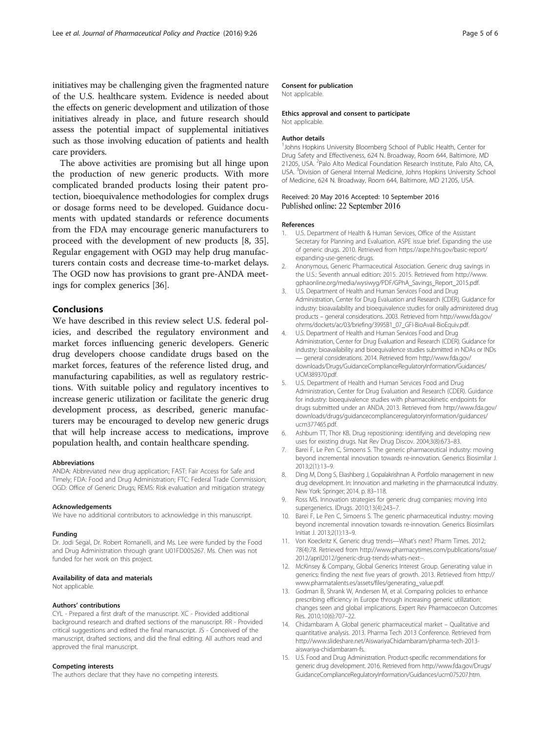initiatives may be challenging given the fragmented nature of the U.S. healthcare system. Evidence is needed about the effects on generic development and utilization of those initiatives already in place, and future research should assess the potential impact of supplemental initiatives such as those involving education of patients and health care providers.

The above activities are promising but all hinge upon the production of new generic products. With more complicated branded products losing their patent protection, bioequivalence methodologies for complex drugs or dosage forms need to be developed. Guidance documents with updated standards or reference documents from the FDA may encourage generic manufacturers to proceed with the development of new products [8, 35]. Regular engagement with OGD may help drug manufacturers contain costs and decrease time-to-market delays. The OGD now has provisions to grant pre-ANDA meetings for complex generics [36].

## Conclusions

We have described in this review select U.S. federal policies, and described the regulatory environment and market forces influencing generic developers. Generic drug developers choose candidate drugs based on the market forces, features of the reference listed drug, and manufacturing capabilities, as well as regulatory restrictions. With suitable policy and regulatory incentives to increase generic utilization or facilitate the generic drug development process, as described, generic manufacturers may be encouraged to develop new generic drugs that will help increase access to medications, improve population health, and contain healthcare spending.

#### Abbreviations

ANDA: Abbreviated new drug application; FAST: Fair Access for Safe and Timely; FDA: Food and Drug Administration; FTC: Federal Trade Commission; OGD: Office of Generic Drugs; REMS: Risk evaluation and mitigation strategy

#### Acknowledgements

We have no additional contributors to acknowledge in this manuscript.

#### Funding

Dr. Jodi Segal, Dr. Robert Romanelli, and Ms. Lee were funded by the Food and Drug Administration through grant U01FD005267. Ms. Chen was not funded for her work on this project.

#### Availability of data and materials

Not applicable.

#### Authors' contributions

CYL - Prepared a first draft of the manuscript. XC - Provided additional background research and drafted sections of the manuscript. RR - Provided critical suggestions and edited the final manuscript. JS - Conceived of the manuscript, drafted sections, and did the final editing. All authors read and approved the final manuscript.

#### Competing interests

The authors declare that they have no competing interests.

#### Consent for publication

Not applicable.

#### Ethics approval and consent to participate

Not applicable.

#### Author details

[1]Johns Hopkins University Bloomberg School of Public Health, Center for Drug Safety and Effectiveness, 624 N. Broadway, Room 644, Baltimore, MD 21205, USA. [2]Palo Alto Medical Foundation Research Institute, Palo Alto, CA, USA. [3]Division of General Internal Medicine, Johns Hopkins University School of Medicine, 624 N. Broadway, Room 644, Baltimore, MD 21205, USA.

Received: 20 May 2016 Accepted: 10 September 2016
Published online: 22 September 2016

#### References

1. U.S. Department of Health & Human Services, Office of the Assistant Secretary for Planning and Evaluation. ASPE issue brief. Expanding the use of generic drugs. 2010. Retrieved from https://aspe.hhs.gov/basic-report/expanding-use-generic-drugs.
2. Anonymous, Generic Pharmaceutical Association. Generic drug savings in the U.S.: Seventh annual edition: 2015. 2015. Retrieved from http://www.gphaonline.org/media/wysiwyg/PDF/GPhA_Savings_Report_2015.pdf.
3. U.S. Department of Health and Human Services Food and Drug Administration, Center for Drug Evaluation and Research (CDER). Guidance for industry: bioavailability and bioequivalence studies for orally administered drug products – general considerations. 2003. Retrieved from http://www.fda.gov/ohrms/dockets/ac/03/briefing/3995B1_07_GFI-BioAvail-BioEquiv.pdf.
4. U.S. Department of Health and Human Services Food and Drug Administration, Center for Drug Evaluation and Research (CDER). Guidance for industry: bioavailability and bioequivalence studies submitted in NDAs or INDs — general considerations. 2014. Retrieved from http://www.fda.gov/downloads/Drugs/GuidanceComplianceRegulatoryInformation/Guidances/UCM389370.pdf.
5. U.S. Department of Health and Human Services Food and Drug Administration, Center for Drug Evaluation and Research (CDER). Guidance for industry: bioequivalence studies with pharmacokinetic endpoints for drugs submitted under an ANDA. 2013. Retrieved from http://www.fda.gov/downloads/drugs/guidancecomplianceregulatoryinformation/guidances/ucm377465.pdf.
6. Ashburn TT, Thor KB. Drug repositioning: identifying and developing new uses for existing drugs. Nat Rev Drug Discov. 2004;3(8):673–83.
7. Barei F, Le Pen C, Simoens S. The generic pharmaceutical industry: moving beyond incremental innovation towards re-innovation. Generics Biosimilar J. 2013;2(1):13–9.
8. Ding M, Dong S, Eliashberg J, Gopalakrishnan A. Portfolio management in new drug development. In: Innovation and marketing in the pharmaceutical industry. New York: Springer; 2014. p. 83–118.
9. Ross MS. Innovation strategies for generic drug companies: moving into supergenerics. IDrugs. 2010;13(4):243–7.
10. Barei F, Le Pen C, Simoens S. The generic pharmaceutical industry: moving beyond incremental innovation towards re-innovation. Generics Biosimilars Initiat J. 2013;2(1):13–9.
11. Von Koeckritz K. Generic drug trends—What's next? Pharm Times. 2012; 78(4):78. Retrieved from http://www.pharmacytimes.com/publications/issue/2012/april2012/generic-drug-trends-whats-next--.
12. McKinsey & Company, Global Generics Interest Group. Generating value in generics: finding the next five years of growth. 2013. Retrieved from http://www.pharmatalents.es/assets/files/generating_value.pdf.
13. Godman B, Shrank W, Andersen M, et al. Comparing policies to enhance prescribing efficiency in Europe through increasing generic utilization: changes seen and global implications. Expert Rev Pharmacoecon Outcomes Res. 2010;10(6):707–22.
14. Chidambaram A. Global generic pharmaceutical market – Qualitative and quantitative analysis. 2013. Pharma Tech 2013 Conference. Retrieved from http://www.slideshare.net/AiswariyaChidambaram/pharma-tech-2013-aiswariya-chidambaram-fs.
15. U.S. Food and Drug Administration. Product-specific recommendations for generic drug development. 2016. Retrieved from http://www.fda.gov/Drugs/GuidanceComplianceRegulatoryInformation/Guidances/ucm075207.htm.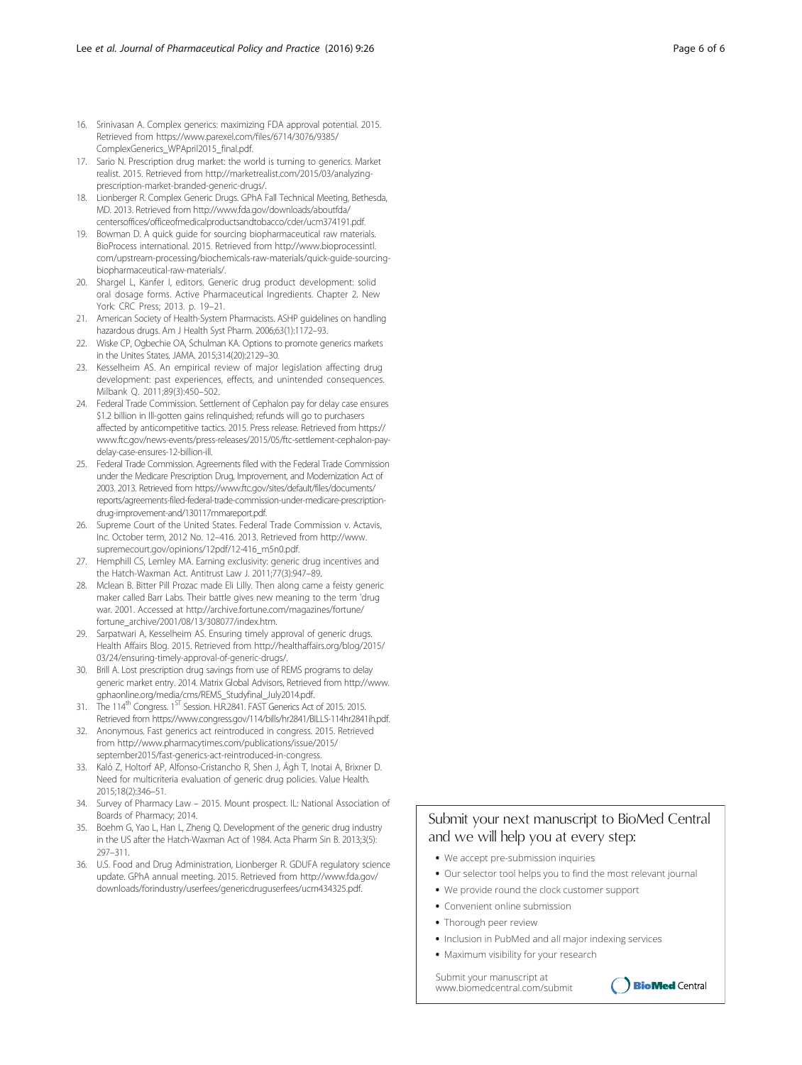16. Srinivasan A. Complex generics: maximizing FDA approval potential. 2015. Retrieved from https://www.parexel.com/files/6714/3076/9385/ComplexGenerics_WPApril2015_final.pdf.
17. Sario N. Prescription drug market: the world is turning to generics. Market realist. 2015. Retrieved from http://marketrealist.com/2015/03/analyzing-prescription-market-branded-generic-drugs/.
18. Lionberger R. Complex Generic Drugs. GPhA Fall Technical Meeting, Bethesda, MD. 2013. Retrieved from http://www.fda.gov/downloads/aboutfda/centersoffices/officeofmedicalproductsandtobacco/cder/ucm374191.pdf.
19. Bowman D. A quick guide for sourcing biopharmaceutical raw materials. BioProcess international. 2015. Retrieved from http://www.bioprocessintl.com/upstream-processing/biochemicals-raw-materials/quick-guide-sourcing-biopharmaceutical-raw-materials/.
20. Shargel L, Kanfer I, editors. Generic drug product development: solid oral dosage forms. Active Pharmaceutical Ingredients. Chapter 2. New York: CRC Press; 2013. p. 19–21.
21. American Society of Health-System Pharmacists. ASHP guidelines on handling hazardous drugs. Am J Health Syst Pharm. 2006;63(1):1172–93.
22. Wiske CP, Ogbechie OA, Schulman KA. Options to promote generics markets in the Unites States. JAMA. 2015;314(20):2129–30.
23. Kesselheim AS. An empirical review of major legislation affecting drug development: past experiences, effects, and unintended consequences. Milbank Q. 2011;89(3):450–502.
24. Federal Trade Commission. Settlement of Cephalon pay for delay case ensures $1.2 billion in Ill-gotten gains relinquished; refunds will go to purchasers affected by anticompetitive tactics. 2015. Press release. Retrieved from https://www.ftc.gov/news-events/press-releases/2015/05/ftc-settlement-cephalon-pay-delay-case-ensures-12-billion-ill.
25. Federal Trade Commission. Agreements filed with the Federal Trade Commission under the Medicare Prescription Drug, Improvement, and Modernization Act of 2003. 2013. Retrieved from https://www.ftc.gov/sites/default/files/documents/reports/agreements-filed-federal-trade-commission-under-medicare-prescription-drug-improvement-and/130117mmareport.pdf.
26. Supreme Court of the United States. Federal Trade Commission v. Actavis, Inc. October term, 2012 No. 12–416. 2013. Retrieved from http://www.supremecourt.gov/opinions/12pdf/12-416_m5n0.pdf.
27. Hemphill CS, Lemley MA. Earning exclusivity: generic drug incentives and the Hatch-Waxman Act. Antitrust Law J. 2011;77(3):947–89.
28. Mclean B. Bitter Pill Prozac made Eli Lilly. Then along came a feisty generic maker called Barr Labs. Their battle gives new meaning to the term 'drug war. 2001. Accessed at http://archive.fortune.com/magazines/fortune/fortune_archive/2001/08/13/308077/index.htm.
29. Sarpatwari A, Kesselheim AS. Ensuring timely approval of generic drugs. Health Affairs Blog. 2015. Retrieved from http://healthaffairs.org/blog/2015/03/24/ensuring-timely-approval-of-generic-drugs/.
30. Brill A. Lost prescription drug savings from use of REMS programs to delay generic market entry. 2014. Matrix Global Advisors, Retrieved from http://www.gphaonline.org/media/cms/REMS_Studyfinal_July2014.pdf.
31. The 114th Congress. 1ST Session. H.R.2841. FAST Generics Act of 2015. 2015. Retrieved from https://www.congress.gov/114/bills/hr2841/BILLS-114hr2841ih.pdf.
32. Anonymous. Fast generics act reintroduced in congress. 2015. Retrieved from http://www.pharmacytimes.com/publications/issue/2015/september2015/fast-generics-act-reintroduced-in-congress.
33. Kaló Z, Holtorf AP, Alfonso-Cristancho R, Shen J, Ágh T, Inotai A, Brixner D. Need for multicriteria evaluation of generic drug policies. Value Health. 2015;18(2):346–51.
34. Survey of Pharmacy Law – 2015. Mount prospect. IL: National Association of Boards of Pharmacy; 2014.
35. Boehm G, Yao L, Han L, Zheng Q. Development of the generic drug industry in the US after the Hatch-Waxman Act of 1984. Acta Pharm Sin B. 2013;3(5):297–311.
36. U.S. Food and Drug Administration, Lionberger R. GDUFA regulatory science update. GPhA annual meeting. 2015. Retrieved from http://www.fda.gov/downloads/forindustry/userfees/genericdruguserfees/ucm434325.pdf.

Submit your next manuscript to BioMed Central and we will help you at every step:

- We accept pre-submission inquiries
- Our selector tool helps you to find the most relevant journal
- We provide round the clock customer support
- Convenient online submission
- Thorough peer review
- Inclusion in PubMed and all major indexing services
- Maximum visibility for your research

Submit your manuscript at www.biomedcentral.com/submit

BioMed Central